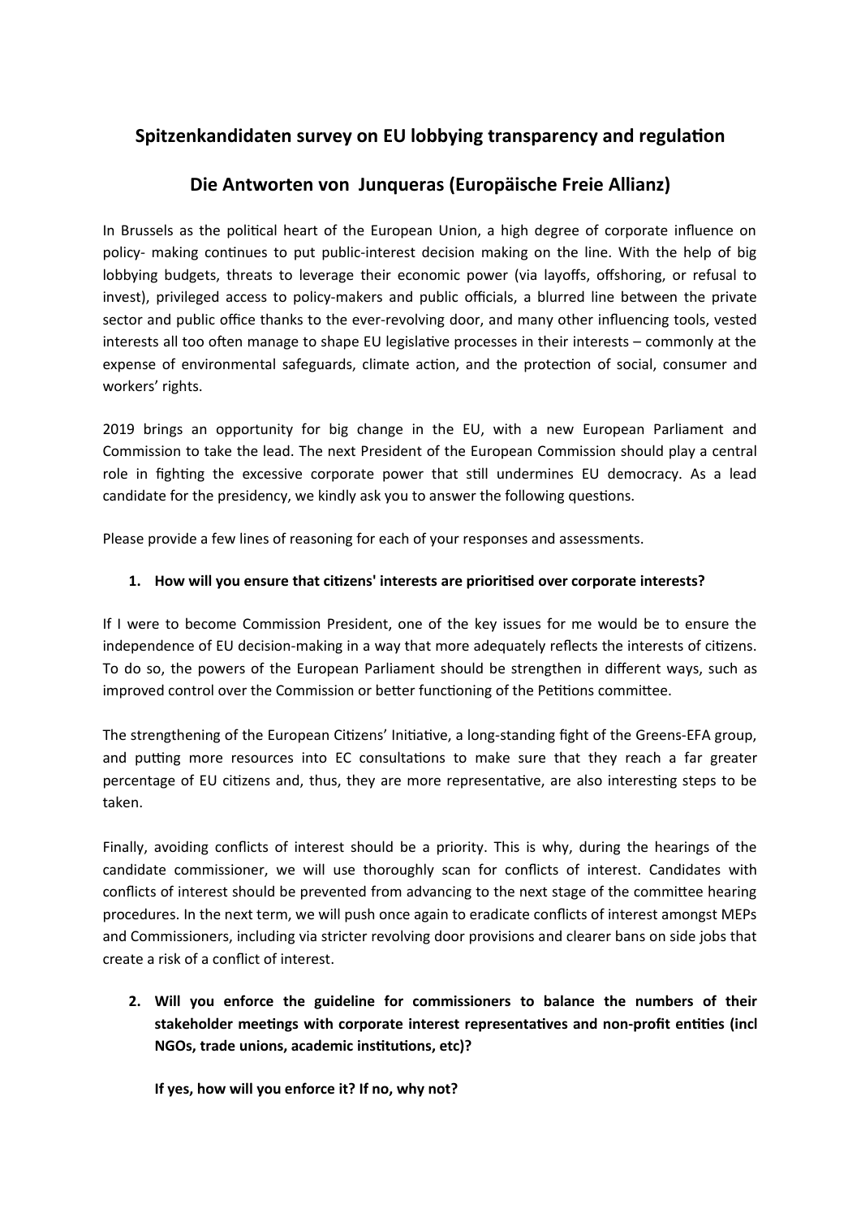## Spitzenkandidaten survey on EU lobbying transparency and regulation

## Die Antworten von Junqueras (Europäische Freie Allianz)

In Brussels as the political heart of the European Union, a high degree of corporate influence on policy- making continues to put public-interest decision making on the line. With the help of big lobbying budgets, threats to leverage their economic power (via layoffs, offshoring, or refusal to invest), privileged access to policy-makers and public officials, a blurred line between the private sector and public office thanks to the ever-revolving door, and many other influencing tools, vested interests all too often manage to shape EU legislative processes in their interests – commonly at the expense of environmental safeguards, climate action, and the protection of social, consumer and workers' rights.

2019 brings an opportunity for big change in the EU, with a new European Parliament and Commission to take the lead. The next President of the European Commission should play a central role in fighting the excessive corporate power that still undermines EU democracy. As a lead candidate for the presidency, we kindly ask you to answer the following questions.

Please provide a few lines of reasoning for each of your responses and assessments.

1. **How will you ensure that citizens' interests are prioritised over corporate interests?**

If I were to become Commission President, one of the key issues for me would be to ensure the independence of EU decision-making in a way that more adequately reflects the interests of citizens. To do so, the powers of the European Parliament should be strengthen in different ways, such as improved control over the Commission or better functioning of the Petitions committee.

The strengthening of the European Citizens' Initiative, a long-standing fight of the Greens-EFA group, and putting more resources into EC consultations to make sure that they reach a far greater percentage of EU citizens and, thus, they are more representative, are also interesting steps to be taken.

Finally, avoiding conflicts of interest should be a priority. This is why, during the hearings of the candidate commissioner, we will use thoroughly scan for conflicts of interest. Candidates with conflicts of interest should be prevented from advancing to the next stage of the committee hearing procedures. In the next term, we will push once again to eradicate conflicts of interest amongst MEPs and Commissioners, including via stricter revolving door provisions and clearer bans on side jobs that create a risk of a conflict of interest.

2. **Will you enforce the guideline for commissioners to balance the numbers of their stakeholder meetings with corporate interest representatives and non-profit entities (incl NGOs, trade unions, academic institutions, etc)?**

   **If yes, how will you enforce it? If no, why not?**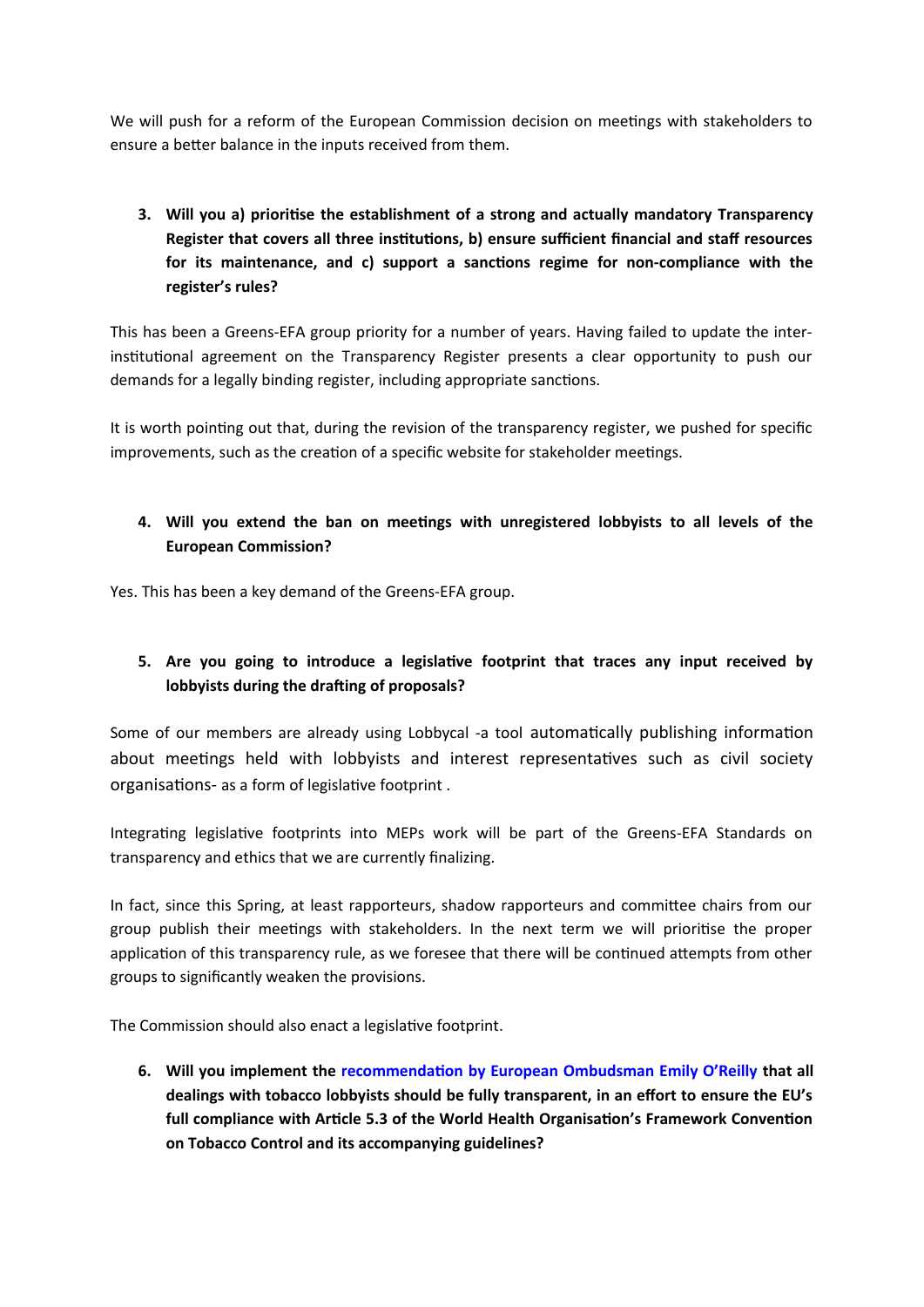We will push for a reform of the European Commission decision on meetings with stakeholders to ensure a better balance in the inputs received from them.

3. **Will you a) prioritise the establishment of a strong and actually mandatory Transparency Register that covers all three institutions, b) ensure sufficient financial and staff resources for its maintenance, and c) support a sanctions regime for non-compliance with the register's rules?**

This has been a Greens-EFA group priority for a number of years. Having failed to update the inter-institutional agreement on the Transparency Register presents a clear opportunity to push our demands for a legally binding register, including appropriate sanctions.

It is worth pointing out that, during the revision of the transparency register, we pushed for specific improvements, such as the creation of a specific website for stakeholder meetings.

4. **Will you extend the ban on meetings with unregistered lobbyists to all levels of the European Commission?**

Yes. This has been a key demand of the Greens-EFA group.

5. **Are you going to introduce a legislative footprint that traces any input received by lobbyists during the drafting of proposals?**

Some of our members are already using Lobbycal -a tool automatically publishing information about meetings held with lobbyists and interest representatives such as civil society organisations- as a form of legislative footprint .

Integrating legislative footprints into MEPs work will be part of the Greens-EFA Standards on transparency and ethics that we are currently finalizing.

In fact, since this Spring, at least rapporteurs, shadow rapporteurs and committee chairs from our group publish their meetings with stakeholders. In the next term we will prioritise the proper application of this transparency rule, as we foresee that there will be continued attempts from other groups to significantly weaken the provisions.

The Commission should also enact a legislative footprint.

6. **Will you implement the recommendation by European Ombudsman Emily O'Reilly that all dealings with tobacco lobbyists should be fully transparent, in an effort to ensure the EU's full compliance with Article 5.3 of the World Health Organisation's Framework Convention on Tobacco Control and its accompanying guidelines?**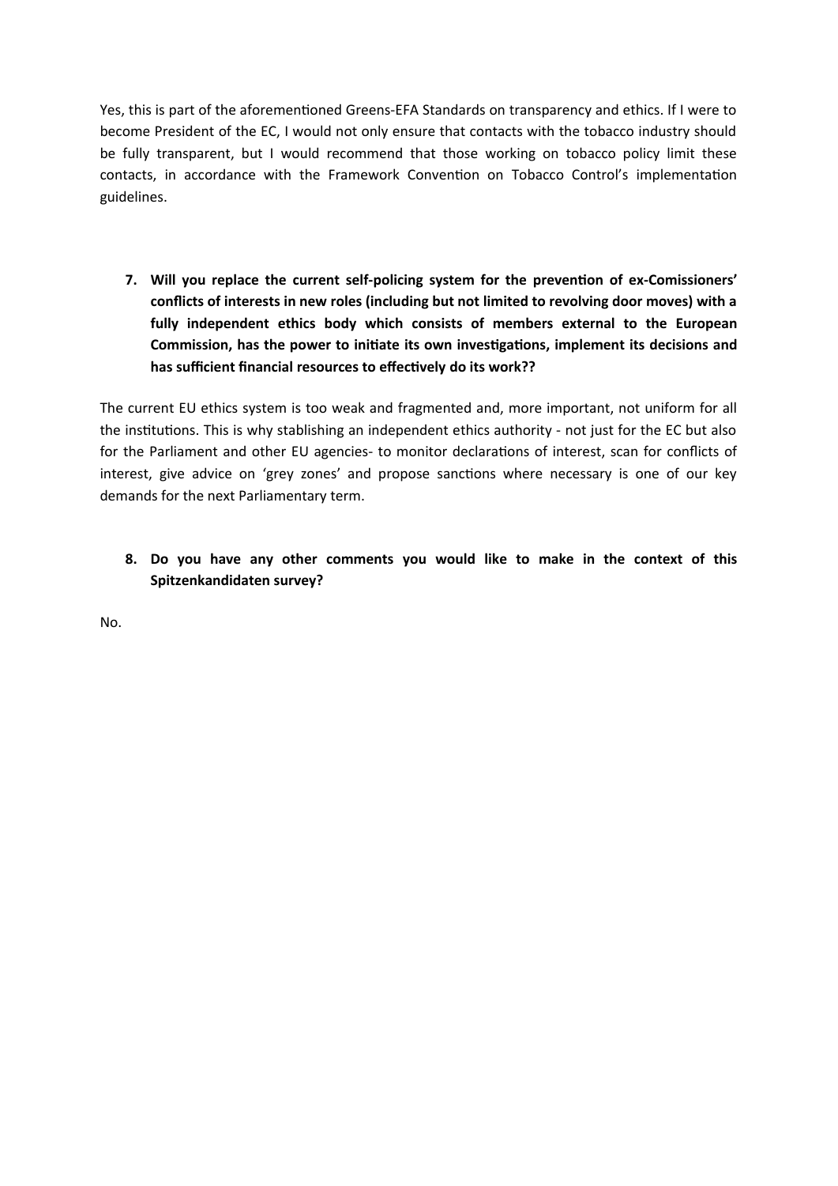Yes, this is part of the aforementioned Greens-EFA Standards on transparency and ethics. If I were to become President of the EC, I would not only ensure that contacts with the tobacco industry should be fully transparent, but I would recommend that those working on tobacco policy limit these contacts, in accordance with the Framework Convention on Tobacco Control's implementation guidelines.

7. **Will you replace the current self-policing system for the prevention of ex-Comissioners' conflicts of interests in new roles (including but not limited to revolving door moves) with a fully independent ethics body which consists of members external to the European Commission, has the power to initiate its own investigations, implement its decisions and has sufficient financial resources to effectively do its work??**

The current EU ethics system is too weak and fragmented and, more important, not uniform for all the institutions. This is why stablishing an independent ethics authority - not just for the EC but also for the Parliament and other EU agencies- to monitor declarations of interest, scan for conflicts of interest, give advice on 'grey zones' and propose sanctions where necessary is one of our key demands for the next Parliamentary term.

8. **Do you have any other comments you would like to make in the context of this Spitzenkandidaten survey?**

No.